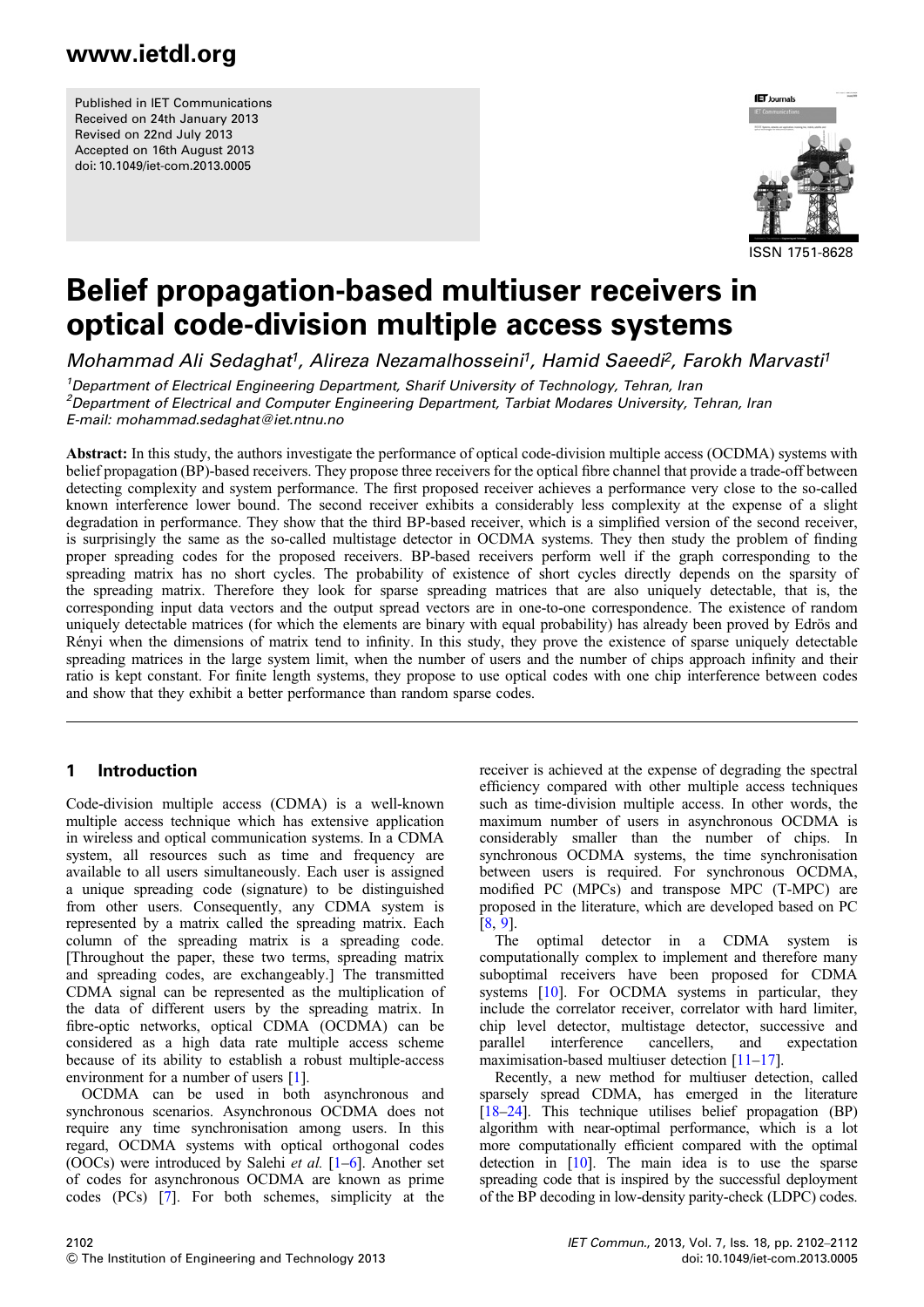Published in IET Communications
Received on 24th January 2013
Revised on 22nd July 2013
Accepted on 16th August 2013
doi: 10.1049/iet-com.2013.0005

ISSN 1751-8628

# Belief propagation-based multiuser receivers in optical code-division multiple access systems

*Mohammad Ali Sedaghat[1], Alireza Nezamalhosseini[1], Hamid Saeedi[2], Farokh Marvasti[1]*

[1]Department of Electrical Engineering Department, Sharif University of Technology, Tehran, Iran
[2]Department of Electrical and Computer Engineering Department, Tarbiat Modares University, Tehran, Iran
E-mail: mohammad.sedaghat@iet.ntnu.no

**Abstract:** In this study, the authors investigate the performance of optical code-division multiple access (OCDMA) systems with belief propagation (BP)-based receivers. They propose three receivers for the optical fibre channel that provide a trade-off between detecting complexity and system performance. The first proposed receiver achieves a performance very close to the so-called known interference lower bound. The second receiver exhibits a considerably less complexity at the expense of a slight degradation in performance. They show that the third BP-based receiver, which is a simplified version of the second receiver, is surprisingly the same as the so-called multistage detector in OCDMA systems. They then study the problem of finding proper spreading codes for the proposed receivers. BP-based receivers perform well if the graph corresponding to the spreading matrix has no short cycles. The probability of existence of short cycles directly depends on the sparsity of the spreading matrix. Therefore they look for sparse spreading matrices that are also uniquely detectable, that is, the corresponding input data vectors and the output spread vectors are in one-to-one correspondence. The existence of random uniquely detectable matrices (for which the elements are binary with equal probability) has already been proved by Edrös and Rényi when the dimensions of matrix tend to infinity. In this study, they prove the existence of sparse uniquely detectable spreading matrices in the large system limit, when the number of users and the number of chips approach infinity and their ratio is kept constant. For finite length systems, they propose to use optical codes with one chip interference between codes and show that they exhibit a better performance than random sparse codes.

## 1 Introduction

Code-division multiple access (CDMA) is a well-known multiple access technique which has extensive application in wireless and optical communication systems. In a CDMA system, all resources such as time and frequency are available to all users simultaneously. Each user is assigned a unique spreading code (signature) to be distinguished from other users. Consequently, any CDMA system is represented by a matrix called the spreading matrix. Each column of the spreading matrix is a spreading code. [Throughout the paper, these two terms, spreading matrix and spreading codes, are exchangeably.] The transmitted CDMA signal can be represented as the multiplication of the data of different users by the spreading matrix. In fibre-optic networks, optical CDMA (OCDMA) can be considered as a high data rate multiple access scheme because of its ability to establish a robust multiple-access environment for a number of users [1].

OCDMA can be used in both asynchronous and synchronous scenarios. Asynchronous OCDMA does not require any time synchronisation among users. In this regard, OCDMA systems with optical orthogonal codes (OOCs) were introduced by Salehi *et al.* [1–6]. Another set of codes for asynchronous OCDMA are known as prime codes (PCs) [7]. For both schemes, simplicity at the receiver is achieved at the expense of degrading the spectral efficiency compared with other multiple access techniques such as time-division multiple access. In other words, the maximum number of users in asynchronous OCDMA is considerably smaller than the number of chips. In synchronous OCDMA systems, the time synchronisation between users is required. For synchronous OCDMA, modified PC (MPCs) and transpose MPC (T-MPC) are proposed in the literature, which are developed based on PC [8, 9].

The optimal detector in a CDMA system is computationally complex to implement and therefore many suboptimal receivers have been proposed for CDMA systems [10]. For OCDMA systems in particular, they include the correlator receiver, correlator with hard limiter, chip level detector, multistage detector, successive and parallel interference cancellers, and expectation maximisation-based multiuser detection [11–17].

Recently, a new method for multiuser detection, called sparsely spread CDMA, has emerged in the literature [18–24]. This technique utilises belief propagation (BP) algorithm with near-optimal performance, which is a lot more computationally efficient compared with the optimal detection in [10]. The main idea is to use the sparse spreading code that is inspired by the successful deployment of the BP decoding in low-density parity-check (LDPC) codes.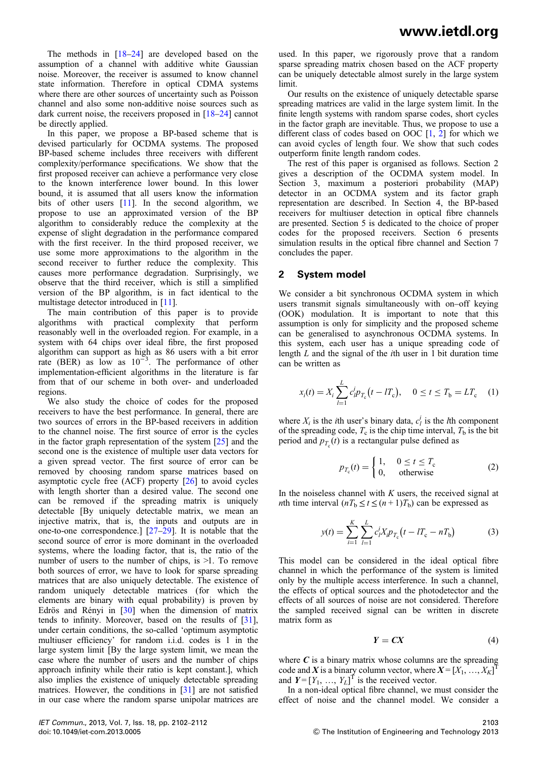The methods in [18–24] are developed based on the assumption of a channel with additive white Gaussian noise. Moreover, the receiver is assumed to know channel state information. Therefore in optical CDMA systems where there are other sources of uncertainty such as Poisson channel and also some non-additive noise sources such as dark current noise, the receivers proposed in [18–24] cannot be directly applied.

In this paper, we propose a BP-based scheme that is devised particularly for OCDMA systems. The proposed BP-based scheme includes three receivers with different complexity/performance specifications. We show that the first proposed receiver can achieve a performance very close to the known interference lower bound. In this lower bound, it is assumed that all users know the information bits of other users [11]. In the second algorithm, we propose to use an approximated version of the BP algorithm to considerably reduce the complexity at the expense of slight degradation in the performance compared with the first receiver. In the third proposed receiver, we use some more approximations to the algorithm in the second receiver to further reduce the complexity. This causes more performance degradation. Surprisingly, we observe that the third receiver, which is still a simplified version of the BP algorithm, is in fact identical to the multistage detector introduced in [11].

The main contribution of this paper is to provide algorithms with practical complexity that perform reasonably well in the overloaded region. For example, in a system with 64 chips over ideal fibre, the first proposed algorithm can support as high as 86 users with a bit error rate (BER) as low as $10^{-3}$. The performance of other implementation-efficient algorithms in the literature is far from that of our scheme in both over- and underloaded regions.

We also study the choice of codes for the proposed receivers to have the best performance. In general, there are two sources of errors in the BP-based receivers in addition to the channel noise. The first source of error is the cycles in the factor graph representation of the system [25] and the second one is the existence of multiple user data vectors for a given spread vector. The first source of error can be removed by choosing random sparse matrices based on asymptotic cycle free (ACF) property [26] to avoid cycles with length shorter than a desired value. The second one can be removed if the spreading matrix is uniquely detectable [By uniquely detectable matrix, we mean an injective matrix, that is, the inputs and outputs are in one-to-one correspondence.] [27–29]. It is notable that the second source of error is more dominant in the overloaded systems, where the loading factor, that is, the ratio of the number of users to the number of chips, is >1. To remove both sources of error, we have to look for sparse spreading matrices that are also uniquely detectable. The existence of random uniquely detectable matrices (for which the elements are binary with equal probability) is proven by Edrös and Rényi in [30] when the dimension of matrix tends to infinity. Moreover, based on the results of [31], under certain conditions, the so-called 'optimum asymptotic multiuser efficiency' for random i.i.d. codes is 1 in the large system limit [By the large system limit, we mean the case where the number of users and the number of chips approach infinity while their ratio is kept constant.], which also implies the existence of uniquely detectable spreading matrices. However, the conditions in [31] are not satisfied in our case where the random sparse unipolar matrices are used. In this paper, we rigorously prove that a random sparse spreading matrix chosen based on the ACF property can be uniquely detectable almost surely in the large system limit.

Our results on the existence of uniquely detectable sparse spreading matrices are valid in the large system limit. In the finite length systems with random sparse codes, short cycles in the factor graph are inevitable. Thus, we propose to use a different class of codes based on OOC [1, 2] for which we can avoid cycles of length four. We show that such codes outperform finite length random codes.

The rest of this paper is organised as follows. Section 2 gives a description of the OCDMA system model. In Section 3, maximum a posteriori probability (MAP) detector in an OCDMA system and its factor graph representation are described. In Section 4, the BP-based receivers for multiuser detection in optical fibre channels are presented. Section 5 is dedicated to the choice of proper codes for the proposed receivers. Section 6 presents simulation results in the optical fibre channel and Section 7 concludes the paper.

## 2 System model

We consider a bit synchronous OCDMA system in which users transmit signals simultaneously with on–off keying (OOK) modulation. It is important to note that this assumption is only for simplicity and the proposed scheme can be generalised to asynchronous OCDMA systems. In this system, each user has a unique spreading code of length $L$ and the signal of the $i$th user in 1 bit duration time can be written as

$$x_i(t) = X_i \sum_{l=1}^{L} c_l^i p_{T_c}(t - lT_c), \quad 0 \le t \le T_b = LT_c \tag{1}$$

where $X_i$ is the $i$th user's binary data, $c_l^i$ is the $l$th component of the spreading code, $T_c$ is the chip time interval, $T_b$ is the bit period and $p_{T_c}(t)$ is a rectangular pulse defined as

$$p_{T_c}(t) = \begin{cases} 1, & 0 \le t \le T_c \\ 0, & \text{otherwise} \end{cases} \tag{2}$$

In the noiseless channel with $K$ users, the received signal at $n$th time interval $(nT_b \le t \le (n+1)T_b)$ can be expressed as

$$y(t) = \sum_{i=1}^{K} \sum_{l=1}^{L} c_l^i X_i p_{T_c}(t - lT_c - nT_b) \tag{3}$$

This model can be considered in the ideal optical fibre channel in which the performance of the system is limited only by the multiple access interference. In such a channel, the effects of optical sources and the photodetector and the effects of all sources of noise are not considered. Therefore the sampled received signal can be written in discrete matrix form as

$$\boldsymbol{Y} = \boldsymbol{C}\boldsymbol{X} \tag{4}$$

where $\boldsymbol{C}$ is a binary matrix whose columns are the spreading code and $\boldsymbol{X}$ is a binary column vector, where $\boldsymbol{X} = [X_1, \ldots, X_K]^T$ and $\boldsymbol{Y} = [Y_1, \ldots, Y_L]^T$ is the received vector.

In a non-ideal optical fibre channel, we must consider the effect of noise and the channel model. We consider a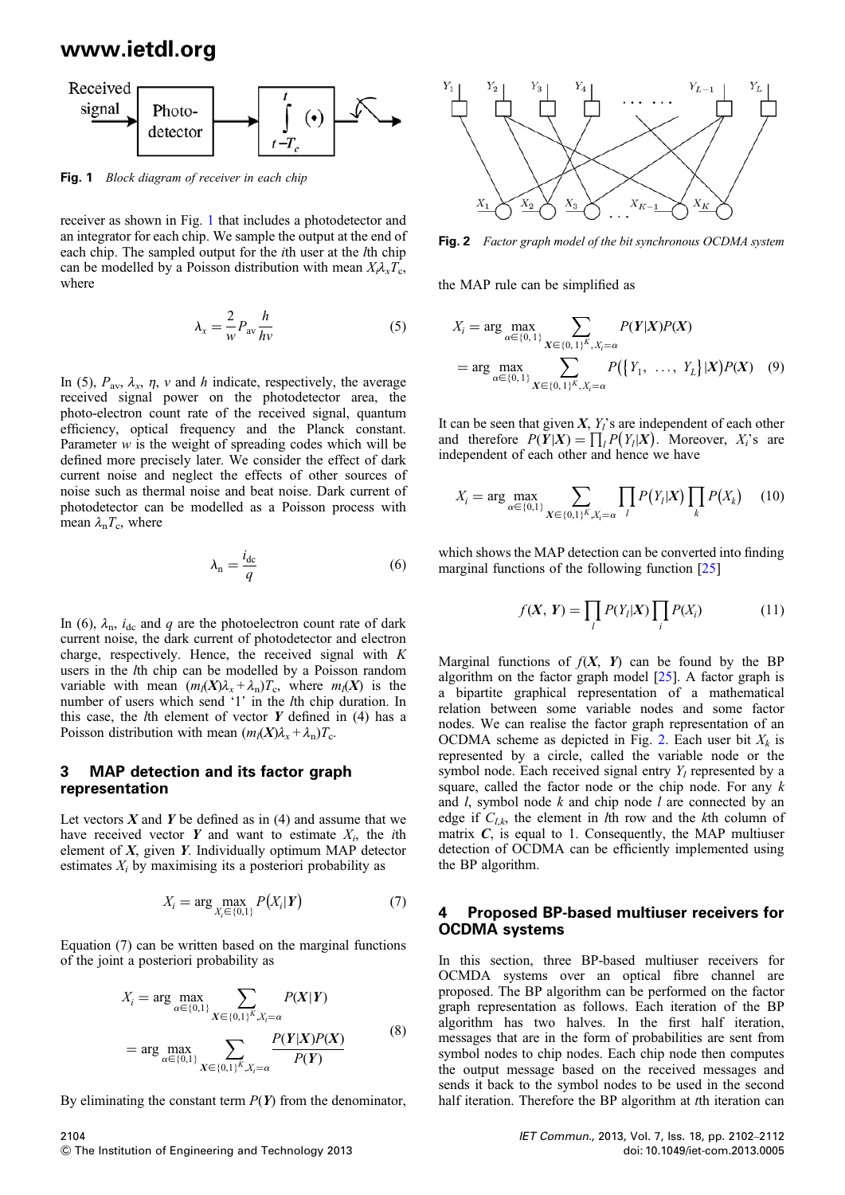Fig. 1 *Block diagram of receiver in each chip*

receiver as shown in Fig. 1 that includes a photodetector and an integrator for each chip. We sample the output at the end of each chip. The sampled output for the $i$th user at the $l$th chip can be modelled by a Poisson distribution with mean $X_i\lambda_x T_c$, where

$$\lambda_x = \frac{2}{w} P_{\text{av}} \frac{h}{h\nu} \tag{5}$$

In (5), $P_{\text{av}}$, $\lambda_x$, $\eta$, $\nu$ and $h$ indicate, respectively, the average received signal power on the photodetector area, the photo-electron count rate of the received signal, quantum efficiency, optical frequency and the Planck constant. Parameter $w$ is the weight of spreading codes which will be defined more precisely later. We consider the effect of dark current noise and neglect the effects of other sources of noise such as thermal noise and beat noise. Dark current of photodetector can be modelled as a Poisson process with mean $\lambda_n T_c$, where

$$\lambda_n = \frac{i_{\text{dc}}}{q} \tag{6}$$

In (6), $\lambda_n$, $i_{\text{dc}}$ and $q$ are the photoelectron count rate of dark current noise, the dark current of photodetector and electron charge, respectively. Hence, the received signal with $K$ users in the $l$th chip can be modelled by a Poisson random variable with mean $(m_l(\boldsymbol{X})\lambda_x + \lambda_n)T_c$, where $m_l(\boldsymbol{X})$ is the number of users which send '1' in the $l$th chip duration. In this case, the $l$th element of vector $\boldsymbol{Y}$ defined in (4) has a Poisson distribution with mean $(m_l(\boldsymbol{X})\lambda_x + \lambda_n)T_c$.

## 3 MAP detection and its factor graph representation

Let vectors $\boldsymbol{X}$ and $\boldsymbol{Y}$ be defined as in (4) and assume that we have received vector $\boldsymbol{Y}$ and want to estimate $X_i$, the $i$th element of $\boldsymbol{X}$, given $\boldsymbol{Y}$. Individually optimum MAP detector estimates $X_i$ by maximising its a posteriori probability as

$$X_i = \arg \max_{X_i \in \{0,1\}} P(X_i|\boldsymbol{Y}) \tag{7}$$

Equation (7) can be written based on the marginal functions of the joint a posteriori probability as

$$\begin{aligned} X_i &= \arg \max_{\alpha \in \{0,1\}} \sum_{\boldsymbol{X} \in \{0,1\}^K, X_i = \alpha} P(\boldsymbol{X}|\boldsymbol{Y}) \\ &= \arg \max_{\alpha \in \{0,1\}} \sum_{\boldsymbol{X} \in \{0,1\}^K, X_i = \alpha} \frac{P(\boldsymbol{Y}|\boldsymbol{X})P(\boldsymbol{X})}{P(\boldsymbol{Y})} \end{aligned} \tag{8}$$

By eliminating the constant term $P(\boldsymbol{Y})$ from the denominator, the MAP rule can be simplified as

$$\begin{aligned} X_i &= \arg \max_{\alpha \in \{0,1\}} \sum_{\boldsymbol{X} \in \{0,1\}^K, X_i = \alpha} P(\boldsymbol{Y}|\boldsymbol{X})P(\boldsymbol{X}) \\ &= \arg \max_{\alpha \in \{0,1\}} \sum_{\boldsymbol{X} \in \{0,1\}^K, X_i = \alpha} P(\{Y_1, \ldots, Y_L\}|\boldsymbol{X})P(\boldsymbol{X}) \end{aligned} \tag{9}$$

It can be seen that given $\boldsymbol{X}$, $Y_l$'s are independent of each other and therefore $P(\boldsymbol{Y}|\boldsymbol{X}) = \prod_l P(Y_l|\boldsymbol{X})$. Moreover, $X_i$'s are independent of each other and hence we have

$$X_i = \arg \max_{\alpha \in \{0,1\}} \sum_{\boldsymbol{X} \in \{0,1\}^K, X_i = \alpha} \prod_l P(Y_l|\boldsymbol{X}) \prod_k P(X_k) \tag{10}$$

which shows the MAP detection can be converted into finding marginal functions of the following function [25]

$$f(\boldsymbol{X}, \boldsymbol{Y}) = \prod_l P(Y_l|\boldsymbol{X}) \prod_i P(X_i) \tag{11}$$

Marginal functions of $f(\boldsymbol{X}, \boldsymbol{Y})$ can be found by the BP algorithm on the factor graph model [25]. A factor graph is a bipartite graphical representation of a mathematical relation between some variable nodes and some factor nodes. We can realise the factor graph representation of an OCDMA scheme as depicted in Fig. 2. Each user bit $X_k$ is represented by a circle, called the variable node or the symbol node. Each received signal entry $Y_l$ represented by a square, called the factor node or the chip node. For any $k$ and $l$, symbol node $k$ and chip node $l$ are connected by an edge if $C_{l,k}$, the element in $l$th row and the $k$th column of matrix $\boldsymbol{C}$, is equal to 1. Consequently, the MAP multiuser detection of OCDMA can be efficiently implemented using the BP algorithm.

Fig. 2 *Factor graph model of the bit synchronous OCDMA system*

## 4 Proposed BP-based multiuser receivers for OCDMA systems

In this section, three BP-based multiuser receivers for OCMDA systems over an optical fibre channel are proposed. The BP algorithm can be performed on the factor graph representation as follows. Each iteration of the BP algorithm has two halves. In the first half iteration, messages that are in the form of probabilities are sent from symbol nodes to chip nodes. Each chip node then computes the output message based on the received messages and sends it back to the symbol nodes to be used in the second half iteration. Therefore the BP algorithm at $t$th iteration can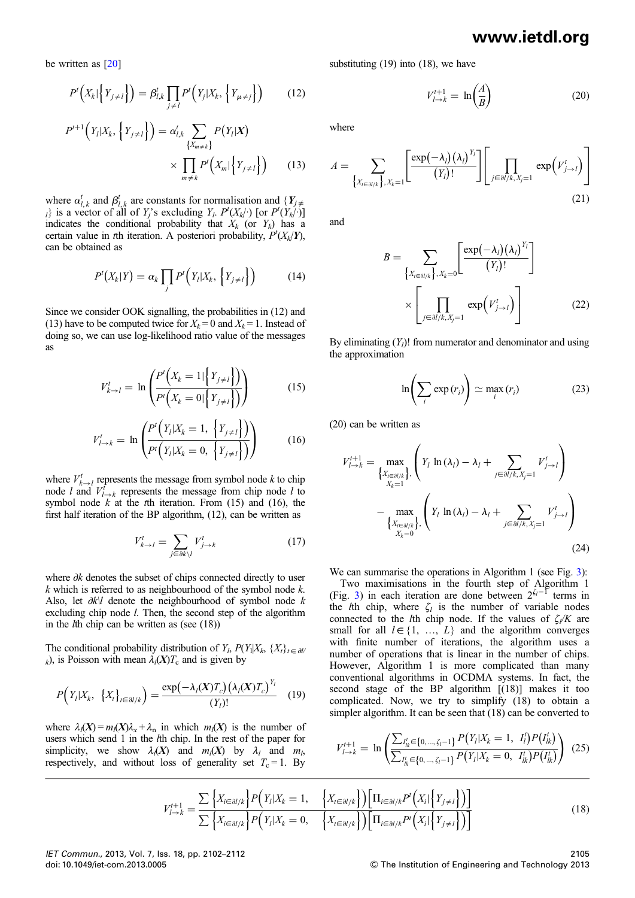be written as [20]

$$P^t\left(X_k\middle|\left\{Y_{j\neq l}\right\}\right) = \beta^t_{l,k}\prod_{j\neq l}P^t\left(Y_j|X_k,\left\{Y_{\mu\neq j}\right\}\right) \tag{12}$$

$$P^{t+1}\left(Y_l|X_k,\left\{Y_{j\neq l}\right\}\right) = \alpha^t_{l,k}\sum_{\{X_{m\neq k}\}}P\left(Y_l|\boldsymbol{X}\right)\times\prod_{m\neq k}P^t\left(X_m\middle|\left\{Y_{j\neq l}\right\}\right) \tag{13}$$

where $\alpha^t_{l,k}$ and $\beta^t_{l,k}$ are constants for normalisation and $\{\boldsymbol{Y}_{j\neq l}\}$ is a vector of all of $Y_j$'s excluding $Y_l$. $P^t(X_k/\cdot)$ [or $P^t(Y_k/\cdot)$] indicates the conditional probability that $X_k$ (or $Y_k$) has a certain value in $t$th iteration. A posteriori probability, $P^t(X_k/\boldsymbol{Y})$, can be obtained as

$$P^t\left(X_k|Y\right) = \alpha_k\prod_j P^t\left(Y_l|X_k,\left\{Y_{j\neq l}\right\}\right) \tag{14}$$

Since we consider OOK signalling, the probabilities in (12) and (13) have to be computed twice for $X_k = 0$ and $X_k = 1$. Instead of doing so, we can use log-likelihood ratio value of the messages as

$$V^t_{k\to l} = \ln\left(\frac{P^t\left(X_k=1|\left\{Y_{j\neq l}\right\}\right)}{P^t\left(X_k=0|\left\{Y_{j\neq l}\right\}\right)}\right) \tag{15}$$

$$V^t_{l\to k} = \ln\left(\frac{P^t\left(Y_l|X_k=1,\left\{Y_{j\neq l}\right\}\right)}{P^t\left(Y_l|X_k=0,\left\{Y_{j\neq l}\right\}\right)}\right) \tag{16}$$

where $V^t_{k\to l}$ represents the message from symbol node $k$ to chip node $l$ and $V^t_{l\to k}$ represents the message from chip node $l$ to symbol node $k$ at the $t$th iteration. From (15) and (16), the first half iteration of the BP algorithm, (12), can be written as

$$V^t_{k\to l} = \sum_{j\in\partial k\backslash l}V^t_{j\to k} \tag{17}$$

where $\partial k$ denotes the subset of chips connected directly to user $k$ which is referred to as neighbourhood of the symbol node $k$. Also, let $\partial k\backslash l$ denote the neighbourhood of symbol node $k$ excluding chip node $l$. Then, the second step of the algorithm in the $l$th chip can be written as (see (18))

$$V^{t+1}_{l\to k} = \frac{\sum\left\{X_{i\in\partial l/k}\right\}P\left(Y_l|X_k=1,\quad\left\{X_{t\in\partial l/k}\right\}\right)\left[\Pi_{i\in\partial l/k}P^t\left(X_i\middle|\left\{Y_{j\neq l}\right\}\right)\right]}{\sum\left\{X_{i\in\partial l/k}\right\}P\left(Y_l|X_k=0,\quad\left\{X_{t\in\partial l/k}\right\}\right)\left[\Pi_{i\in\partial l/k}P^t\left(X_i\middle|\left\{Y_{j\neq l}\right\}\right)\right]} \tag{18}$$

The conditional probability distribution of $Y_l$, $P(Y_l|X_k, \{X\}_{t\in\partial l/k})$, is Poisson with mean $\lambda_l(\boldsymbol{X})T_c$ and is given by

$$P\left(Y_l|X_k,\ \left\{X_t\right\}_{t\in\partial l/k}\right) = \frac{\exp\left(-\lambda_l(\boldsymbol{X})T_c\right)\left(\lambda_l(\boldsymbol{X})T_c\right)^{Y_l}}{\left(Y_l\right)!} \tag{19}$$

where $\lambda_l(\boldsymbol{X}) = m_l(\boldsymbol{X})\lambda_x + \lambda_n$ in which $m_l(\boldsymbol{X})$ is the number of users which send 1 in the $l$th chip. In the rest of the paper for simplicity, we show $\lambda_l(\boldsymbol{X})$ and $m_l(\boldsymbol{X})$ by $\lambda_l$ and $m_l$, respectively, and without loss of generality set $T_c = 1$. By substituting (19) into (18), we have

$$V^{t+1}_{l\to k} = \ln\left(\frac{A}{B}\right) \tag{20}$$

where

$$A = \sum_{\left\{X_{t\in\partial l/k}\right\},X_k=1}\left[\frac{\exp\left(-\lambda_l\right)\left(\lambda_l\right)^{Y_l}}{\left(Y_l\right)!}\right]\left[\prod_{j\in\partial l/k,X_j=1}\exp\left(V^t_{j\to l}\right)\right] \tag{21}$$

and

$$B = \sum_{\left\{X_{t\in\partial l/k}\right\},X_k=0}\left[\frac{\exp\left(-\lambda_l\right)\left(\lambda_l\right)^{Y_l}}{\left(Y_l\right)!}\right]\times\left[\prod_{j\in\partial l/k,X_j=1}\exp\left(V^t_{j\to l}\right)\right] \tag{22}$$

By eliminating $(Y_l)!$ from numerator and denominator and using the approximation

$$\ln\left(\sum_i\exp\left(r_i\right)\right)\simeq\max_i\left(r_i\right) \tag{23}$$

(20) can be written as

$$V^{t+1}_{l\to k} = \max_{\substack{\left\{X_{t\in\partial l/k}\right\},\\X_k=1}}\left(Y_l\ln\left(\lambda_l\right)-\lambda_l+\sum_{j\in\partial l/k,X_j=1}V^t_{j\to l}\right) - \max_{\substack{\left\{X_{t\in\partial l/k}\right\},\\X_k=0}}\left(Y_l\ln\left(\lambda_l\right)-\lambda_l+\sum_{j\in\partial l/k,X_j=1}V^t_{j\to l}\right) \tag{24}$$

We can summarise the operations in Algorithm 1 (see Fig. 3):

Two maximisations in the fourth step of Algorithm 1 (Fig. 3) in each iteration are done between $2^{\zeta_l-1}$ terms in the $l$th chip, where $\zeta_l$ is the number of variable nodes connected to the $l$th chip node. If the values of $\zeta_l/K$ are small for all $l\in\{1, \ldots, L\}$ and the algorithm converges with finite number of iterations, the algorithm uses a number of operations that is linear in the number of chips. However, Algorithm 1 is more complicated than many conventional algorithms in OCDMA systems. In fact, the second stage of the BP algorithm [(18)] makes it too complicated. Now, we try to simplify (18) to obtain a simpler algorithm. It can be seen that (18) can be converted to

$$V^{t+1}_{l\to k} = \ln\left(\frac{\sum_{I^t_{lk}\in\{0,\ldots,\zeta_l-1\}}P\left(Y_l|X_k=1,\ I^t_l\right)P\left(I^t_{lk}\right)}{\sum_{I^t_{lk}\in\{0,\ldots,\zeta_l-1\}}P\left(Y_l|X_k=0,\ I^t_{lk}\right)P\left(I^t_{lk}\right)}\right) \tag{25}$$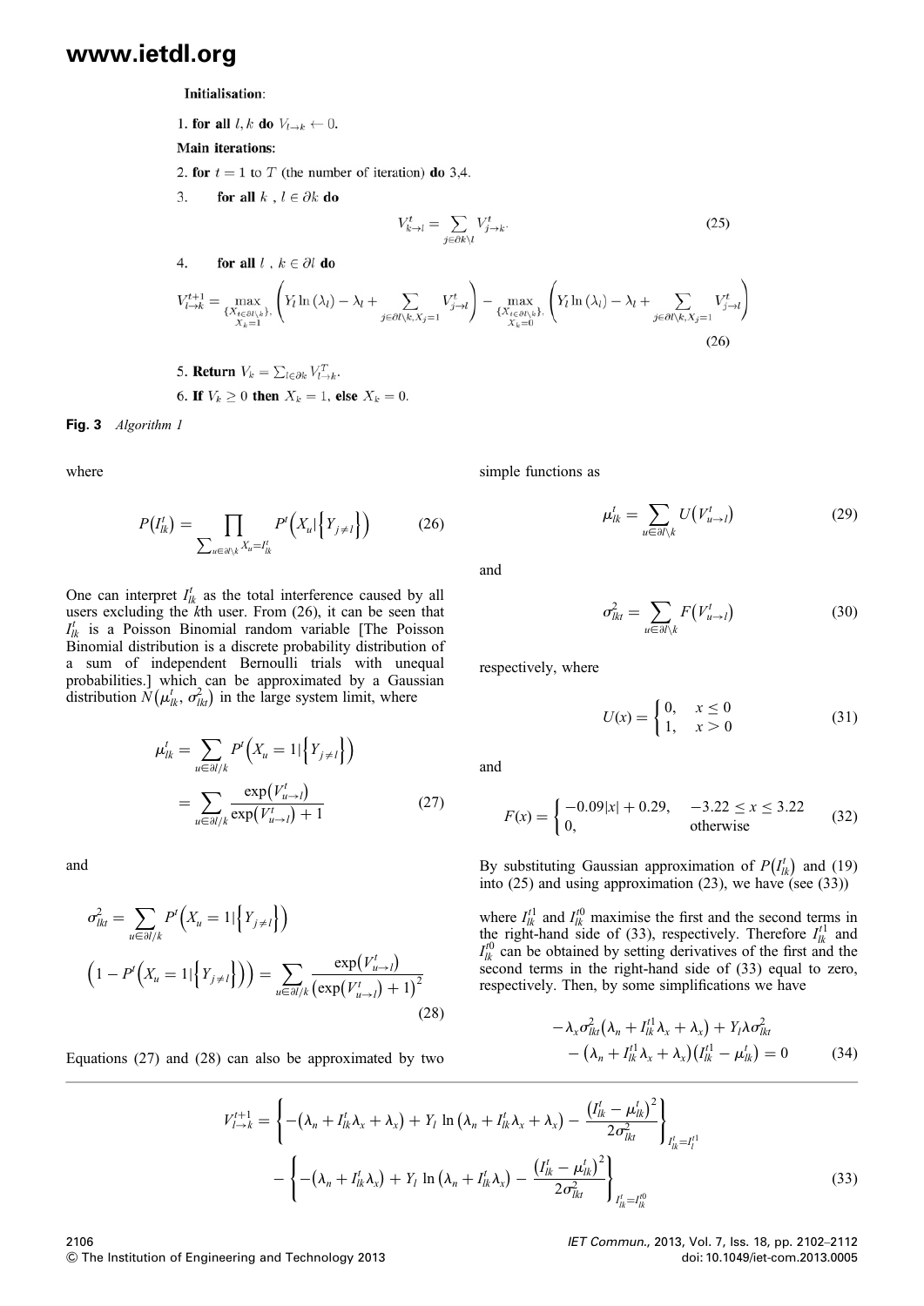**Initialisation**:

1. **for all** $l, k$ **do** $V_{l\to k} \leftarrow 0$.

**Main iterations:**

2. **for** $t = 1$ to $T$ (the number of iteration) **do** 3,4.

3. **for all** $k$ , $l \in \partial k$ **do**

$$V_{k\to l}^{t} = \sum_{j\in\partial k \setminus l} V_{j\to k}^{t}. \tag{25}$$

4. **for all** $l$ , $k \in \partial l$ **do**

$$V_{l\to k}^{t+1} = \max_{\substack{\{X_{t\in\partial l\setminus k}\},\\ X_k=1}} \left( Y_l \ln(\lambda_l) - \lambda_l + \sum_{j\in\partial l\setminus k, X_j=1} V_{j\to l}^{t} \right) - \max_{\substack{\{X_{t\in\partial l\setminus k}\},\\ X_k=0}} \left( Y_l \ln(\lambda_l) - \lambda_l + \sum_{j\in\partial l\setminus k, X_j=1} V_{j\to l}^{t} \right) \tag{26}$$

5. **Return** $V_k = \sum_{l\in\partial k} V_{l\to k}^{T}$.

6. **If** $V_k \geq 0$ **then** $X_k = 1$, **else** $X_k = 0$.

**Fig. 3** *Algorithm 1*

where

$$P\left(I_{lk}^{t}\right) = \prod_{\sum_{u\in\partial l\setminus k} X_u = I_{lk}^{t}} P^{t}\left(X_u \middle| \left\{Y_{j\neq l}\right\}\right) \tag{26}$$

One can interpret $I_{lk}^{t}$ as the total interference caused by all users excluding the $k$th user. From (26), it can be seen that $I_{lk}^{t}$ is a Poisson Binomial random variable [The Poisson Binomial distribution is a discrete probability distribution of a sum of independent Bernoulli trials with unequal probabilities.] which can be approximated by a Gaussian distribution $N\left(\mu_{lk}^{t}, \sigma_{lkt}^{2}\right)$ in the large system limit, where

$$\mu_{lk}^{t} = \sum_{u\in\partial l/k} P^{t}\left(X_u = 1 \middle| \left\{Y_{j\neq l}\right\}\right) = \sum_{u\in\partial l/k} \frac{\exp\left(V_{u\to l}^{t}\right)}{\exp\left(V_{u\to l}^{t}\right) + 1} \tag{27}$$

and

$$\sigma_{lkt}^{2} = \sum_{u\in\partial l/k} P^{t}\left(X_u = 1 \middle| \left\{Y_{j\neq l}\right\}\right) \left(1 - P^{t}\left(X_u = 1 \middle| \left\{Y_{j\neq l}\right\}\right)\right) = \sum_{u\in\partial l/k} \frac{\exp\left(V_{u\to l}^{t}\right)}{\left(\exp\left(V_{u\to l}^{t}\right) + 1\right)^2} \tag{28}$$

Equations (27) and (28) can also be approximated by two simple functions as

$$\mu_{lk}^{t} = \sum_{u\in\partial l\setminus k} U\left(V_{u\to l}^{t}\right) \tag{29}$$

and

$$\sigma_{lkt}^{2} = \sum_{u\in\partial l\setminus k} F\left(V_{u\to l}^{t}\right) \tag{30}$$

respectively, where

$$U(x) = \begin{cases} 0, & x \leq 0 \\ 1, & x > 0 \end{cases} \tag{31}$$

and

$$F(x) = \begin{cases} -0.09|x| + 0.29, & -3.22 \leq x \leq 3.22 \\ 0, & \text{otherwise} \end{cases} \tag{32}$$

By substituting Gaussian approximation of $P\left(I_{lk}^{t}\right)$ and (19) into (25) and using approximation (23), we have (see (33))

where $I_{lk}^{t1}$ and $I_{lk}^{t0}$ maximise the first and the second terms in the right-hand side of (33), respectively. Therefore $I_{lk}^{t1}$ and $I_{lk}^{t0}$ can be obtained by setting derivatives of the first and the second terms in the right-hand side of (33) equal to zero, respectively. Then, by some simplifications we have

$$-\lambda_x \sigma_{lkt}^{2}\left(\lambda_n + I_{lk}^{t1}\lambda_x + \lambda_x\right) + Y_l \lambda \sigma_{lkt}^{2} - \left(\lambda_n + I_{lk}^{t1}\lambda_x + \lambda_x\right)\left(I_{lk}^{t1} - \mu_{lk}^{t}\right) = 0 \tag{34}$$

$$V_{l\to k}^{t+1} = \left\{ -\left(\lambda_n + I_{lk}^{t}\lambda_x + \lambda_x\right) + Y_l \ln\left(\lambda_n + I_{lk}^{t}\lambda_x + \lambda_x\right) - \frac{\left(I_{lk}^{t} - \mu_{lk}^{t}\right)^2}{2\sigma_{lkt}^{2}} \right\}_{I_{lk}^{t} = I_{l}^{t1}} - \left\{ -\left(\lambda_n + I_{lk}^{t}\lambda_x\right) + Y_l \ln\left(\lambda_n + I_{lk}^{t}\lambda_x\right) - \frac{\left(I_{lk}^{t} - \mu_{lk}^{t}\right)^2}{2\sigma_{lkt}^{2}} \right\}_{I_{lk}^{t} = I_{lk}^{t0}} \tag{33}$$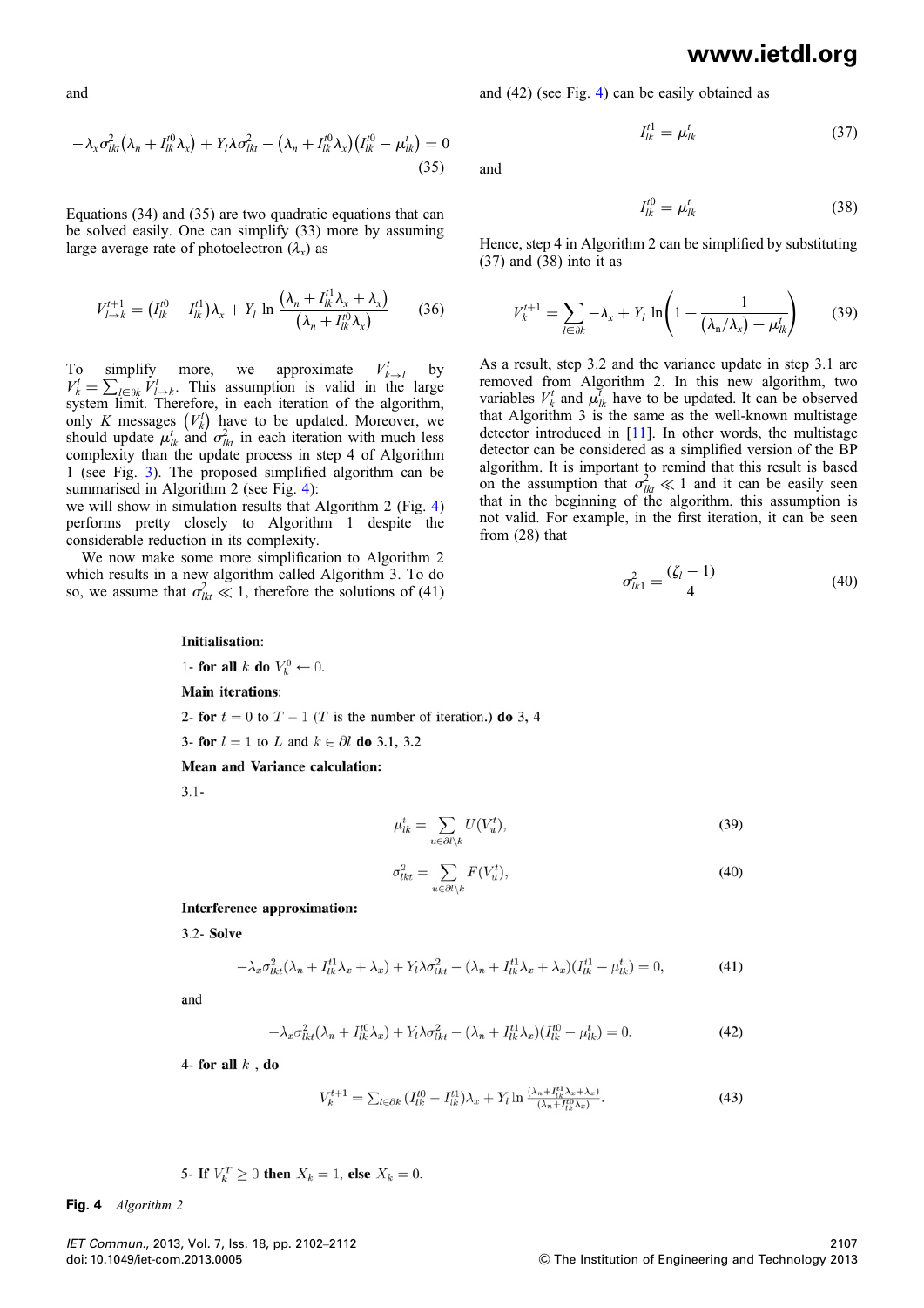and

$$-\lambda_x \sigma_{lkt}^2 \left(\lambda_n + I_{lk}^{t0} \lambda_x\right) + Y_l \lambda \sigma_{lkt}^2 - \left(\lambda_n + I_{lk}^{t0} \lambda_x\right)\left(I_{lk}^{t0} - \mu_{lk}^t\right) = 0 \tag{35}$$

Equations (34) and (35) are two quadratic equations that can be solved easily. One can simplify (33) more by assuming large average rate of photoelectron ($\lambda_x$) as

$$V_{l\to k}^{t+1} = \left(I_{lk}^{t0} - I_{lk}^{t1}\right)\lambda_x + Y_l \ln \frac{\left(\lambda_n + I_{lk}^{t1}\lambda_x + \lambda_x\right)}{\left(\lambda_n + I_{lk}^{t0}\lambda_x\right)} \tag{36}$$

To simplify more, we approximate $V_{k\to l}^t$ by $V_k^t = \sum_{l\in\partial k} V_{l\to k}^t$. This assumption is valid in the large system limit. Therefore, in each iteration of the algorithm, only $K$ messages $\left(V_k^t\right)$ have to be updated. Moreover, we should update $\mu_{lk}^t$ and $\sigma_{lkt}^2$ in each iteration with much less complexity than the update process in step 4 of Algorithm 1 (see Fig. 3). The proposed simplified algorithm can be summarised in Algorithm 2 (see Fig. 4):

we will show in simulation results that Algorithm 2 (Fig. 4) performs pretty closely to Algorithm 1 despite the considerable reduction in its complexity.

We now make some more simplification to Algorithm 2 which results in a new algorithm called Algorithm 3. To do so, we assume that $\sigma_{lkt}^2 \ll 1$, therefore the solutions of (41) and (42) (see Fig. 4) can be easily obtained as

$$I_{lk}^{t1} = \mu_{lk}^t \tag{37}$$

and

$$I_{lk}^{t0} = \mu_{lk}^t \tag{38}$$

Hence, step 4 in Algorithm 2 can be simplified by substituting (37) and (38) into it as

$$V_k^{t+1} = \sum_{l\in\partial k} -\lambda_x + Y_l \ln\left(1 + \frac{1}{\left(\lambda_n/\lambda_x\right) + \mu_{lk}^t}\right) \tag{39}$$

As a result, step 3.2 and the variance update in step 3.1 are removed from Algorithm 2. In this new algorithm, two variables $V_k^t$ and $\mu_{lk}^t$ have to be updated. It can be observed that Algorithm 3 is the same as the well-known multistage detector introduced in [11]. In other words, the multistage detector can be considered as a simplified version of the BP algorithm. It is important to remind that this result is based on the assumption that $\sigma_{lkt}^2 \ll 1$ and it can be easily seen that in the beginning of the algorithm, this assumption is not valid. For example, in the first iteration, it can be seen from (28) that

$$\sigma_{lk1}^2 = \frac{(\zeta_l - 1)}{4} \tag{40}$$

**Initialisation**:

1- **for all** $k$ **do** $V_k^0 \leftarrow 0$.

**Main iterations**:

2- **for** $t = 0$ to $T-1$ ($T$ is the number of iteration.) **do** 3, 4

3- **for** $l = 1$ to $L$ and $k \in \partial l$ **do** 3.1, 3.2

**Mean and Variance calculation:**

3.1-

$$\mu_{lk}^t = \sum_{u\in\partial l\setminus k} U(V_u^t), \tag{39}$$

$$\sigma_{lkt}^2 = \sum_{u\in\partial l\setminus k} F(V_u^t), \tag{40}$$

**Interference approximation:**

3.2- **Solve**

$$-\lambda_x \sigma_{lkt}^2(\lambda_n + I_{lk}^{t1}\lambda_x + \lambda_x) + Y_l \lambda \sigma_{lkt}^2 - (\lambda_n + I_{lk}^{t1}\lambda_x + \lambda_x)(I_{lk}^{t1} - \mu_{lk}^t) = 0, \tag{41}$$

and

$$-\lambda_x \sigma_{lkt}^2(\lambda_n + I_{lk}^{t0}\lambda_x) + Y_l \lambda \sigma_{lkt}^2 - (\lambda_n + I_{lk}^{t1}\lambda_x)(I_{lk}^{t0} - \mu_{lk}^t) = 0. \tag{42}$$

4- **for all** $k$ , **do**

$$V_k^{t+1} = \textstyle\sum_{l\in\partial k} (I_{lk}^{t0} - I_{lk}^{t1})\lambda_x + Y_l \ln \frac{(\lambda_n + I_{lk}^{t1}\lambda_x + \lambda_x)}{(\lambda_n + I_{lk}^{t0}\lambda_x)}. \tag{43}$$

5- **If** $V_k^T \geq 0$ **then** $X_k = 1$, **else** $X_k = 0$.

**Fig. 4** *Algorithm 2*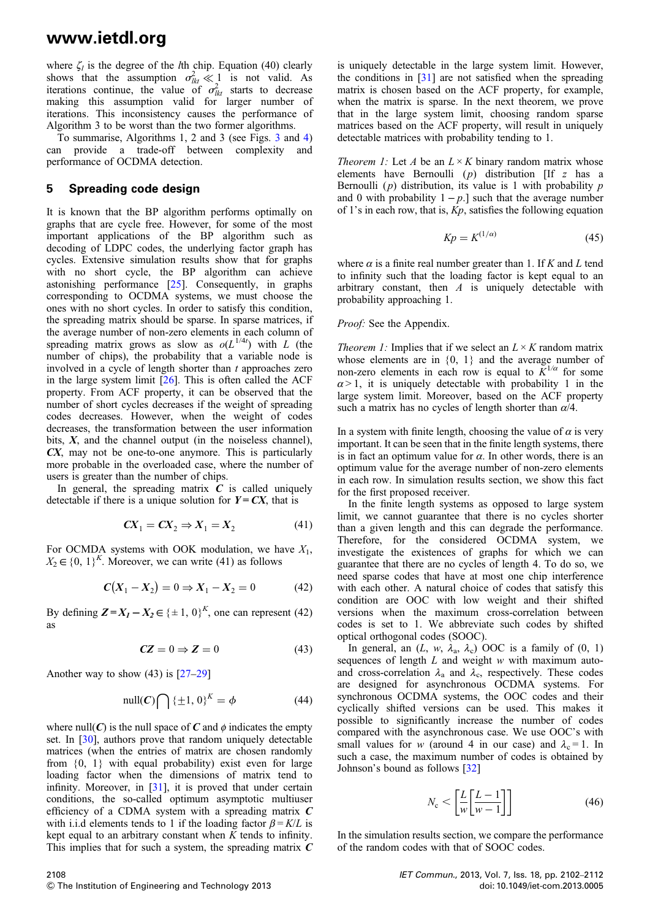where $\zeta_l$ is the degree of the $l$th chip. Equation (40) clearly shows that the assumption $\sigma^2_{lkt} \ll 1$ is not valid. As iterations continue, the value of $\sigma^2_{lkt}$ starts to decrease making this assumption valid for larger number of iterations. This inconsistency causes the performance of Algorithm 3 to be worst than the two former algorithms.

To summarise, Algorithms 1, 2 and 3 (see Figs. 3 and 4) can provide a trade-off between complexity and performance of OCDMA detection.

## 5 Spreading code design

It is known that the BP algorithm performs optimally on graphs that are cycle free. However, for some of the most important applications of the BP algorithm such as decoding of LDPC codes, the underlying factor graph has cycles. Extensive simulation results show that for graphs with no short cycle, the BP algorithm can achieve astonishing performance [25]. Consequently, in graphs corresponding to OCDMA systems, we must choose the ones with no short cycles. In order to satisfy this condition, the spreading matrix should be sparse. In sparse matrices, if the average number of non-zero elements in each column of spreading matrix grows as slow as $o(L^{1/4t})$ with $L$ (the number of chips), the probability that a variable node is involved in a cycle of length shorter than $t$ approaches zero in the large system limit [26]. This is often called the ACF property. From ACF property, it can be observed that the number of short cycles decreases if the weight of spreading codes decreases. However, when the weight of codes decreases, the transformation between the user information bits, $\boldsymbol{X}$, and the channel output (in the noiseless channel), $\boldsymbol{CX}$, may not be one-to-one anymore. This is particularly more probable in the overloaded case, where the number of users is greater than the number of chips.

In general, the spreading matrix $\boldsymbol{C}$ is called uniquely detectable if there is a unique solution for $\boldsymbol{Y} = \boldsymbol{CX}$, that is

$$\boldsymbol{CX}_1 = \boldsymbol{CX}_2 \Rightarrow \boldsymbol{X}_1 = \boldsymbol{X}_2 \tag{41}$$

For OCMDA systems with OOK modulation, we have $X_1$, $X_2 \in \{0, 1\}^K$. Moreover, we can write (41) as follows

$$\boldsymbol{C}(\boldsymbol{X}_1 - \boldsymbol{X}_2) = 0 \Rightarrow \boldsymbol{X}_1 - \boldsymbol{X}_2 = 0 \tag{42}$$

By defining $\boldsymbol{Z} = \boldsymbol{X_1} - \boldsymbol{X_2} \in \{\pm 1, 0\}^K$, one can represent (42) as

$$\boldsymbol{CZ} = 0 \Rightarrow \boldsymbol{Z} = 0 \tag{43}$$

Another way to show (43) is [27–29]

$$\text{null}(\boldsymbol{C}) \bigcap \{\pm 1, 0\}^K = \phi \tag{44}$$

where null($\boldsymbol{C}$) is the null space of $\boldsymbol{C}$ and $\phi$ indicates the empty set. In [30], authors prove that random uniquely detectable matrices (when the entries of matrix are chosen randomly from {0, 1} with equal probability) exist even for large loading factor when the dimensions of matrix tend to infinity. Moreover, in [31], it is proved that under certain conditions, the so-called optimum asymptotic multiuser efficiency of a CDMA system with a spreading matrix $\boldsymbol{C}$ with i.i.d elements tends to 1 if the loading factor $\beta = K/L$ is kept equal to an arbitrary constant when $K$ tends to infinity. This implies that for such a system, the spreading matrix $\boldsymbol{C}$ is uniquely detectable in the large system limit. However, the conditions in [31] are not satisfied when the spreading matrix is chosen based on the ACF property, for example, when the matrix is sparse. In the next theorem, we prove that in the large system limit, choosing random sparse matrices based on the ACF property, will result in uniquely detectable matrices with probability tending to 1.

*Theorem 1:* Let $A$ be an $L \times K$ binary random matrix whose elements have Bernoulli ($p$) distribution [If $z$ has a Bernoulli ($p$) distribution, its value is 1 with probability $p$ and 0 with probability $1 - p$.] such that the average number of 1's in each row, that is, $Kp$, satisfies the following equation

$$Kp = K^{(1/\alpha)} \tag{45}$$

where $\alpha$ is a finite real number greater than 1. If $K$ and $L$ tend to infinity such that the loading factor is kept equal to an arbitrary constant, then $A$ is uniquely detectable with probability approaching 1.

*Proof:* See the Appendix.

*Theorem 1:* Implies that if we select an $L \times K$ random matrix whose elements are in {0, 1} and the average number of non-zero elements in each row is equal to $K^{1/\alpha}$ for some $\alpha > 1$, it is uniquely detectable with probability 1 in the large system limit. Moreover, based on the ACF property such a matrix has no cycles of length shorter than $\alpha/4$.

In a system with finite length, choosing the value of $\alpha$ is very important. It can be seen that in the finite length systems, there is in fact an optimum value for $\alpha$. In other words, there is an optimum value for the average number of non-zero elements in each row. In simulation results section, we show this fact for the first proposed receiver.

In the finite length systems as opposed to large system limit, we cannot guarantee that there is no cycles shorter than a given length and this can degrade the performance. Therefore, for the considered OCDMA system, we investigate the existence of graphs for which we can guarantee that there are no cycles of length 4. To do so, we need sparse codes that have at most one chip interference with each other. A natural choice of codes that satisfy this condition are OOC with low weight and their shifted versions when the maximum cross-correlation between codes is set to 1. We abbreviate such codes by shifted optical orthogonal codes (SOOC).

In general, an ($L$, $w$, $\lambda_a$, $\lambda_c$) OOC is a family of (0, 1) sequences of length $L$ and weight $w$ with maximum auto- and cross-correlation $\lambda_a$ and $\lambda_c$, respectively. These codes are designed for asynchronous OCDMA systems. For synchronous OCDMA systems, the OOC codes and their cyclically shifted versions can be used. This makes it possible to significantly increase the number of codes compared with the asynchronous case. We use OOC's with small values for $w$ (around 4 in our case) and $\lambda_c = 1$. In such a case, the maximum number of codes is obtained by Johnson's bound as follows [32]

$$N_c < \left[\frac{L}{w}\left[\frac{L-1}{w-1}\right]\right] \tag{46}$$

In the simulation results section, we compare the performance of the random codes with that of SOOC codes.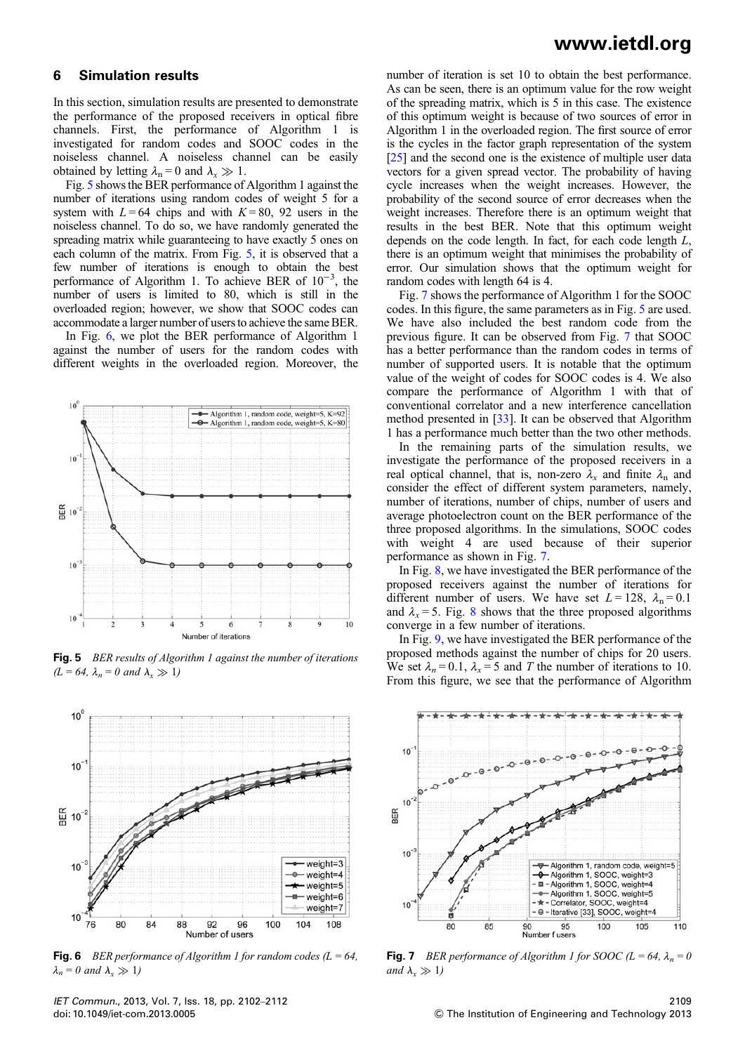## 6 Simulation results

In this section, simulation results are presented to demonstrate the performance of the proposed receivers in optical fibre channels. First, the performance of Algorithm 1 is investigated for random codes and SOOC codes in the noiseless channel. A noiseless channel can be easily obtained by letting $\lambda_n = 0$ and $\lambda_x \gg 1$.

Fig. 5 shows the BER performance of Algorithm 1 against the number of iterations using random codes of weight 5 for a system with $L = 64$ chips and with $K = 80$, 92 users in the noiseless channel. To do so, we have randomly generated the spreading matrix while guaranteeing to have exactly 5 ones on each column of the matrix. From Fig. 5, it is observed that a few number of iterations is enough to obtain the best performance of Algorithm 1. To achieve BER of $10^{-3}$, the number of users is limited to 80, which is still in the overloaded region; however, we show that SOOC codes can accommodate a larger number of users to achieve the same BER.

In Fig. 6, we plot the BER performance of Algorithm 1 against the number of users for the random codes with different weights in the overloaded region. Moreover, the number of iteration is set 10 to obtain the best performance. As can be seen, there is an optimum value for the row weight of the spreading matrix, which is 5 in this case. The existence of this optimum weight is because of two sources of error in Algorithm 1 in the overloaded region. The first source of error is the cycles in the factor graph representation of the system [25] and the second one is the existence of multiple user data vectors for a given spread vector. The probability of having cycle increases when the weight increases. However, the probability of the second source of error decreases when the weight increases. Therefore there is an optimum weight that results in the best BER. Note that this optimum weight depends on the code length. In fact, for each code length $L$, there is an optimum weight that minimises the probability of error. Our simulation shows that the optimum weight for random codes with length 64 is 4.

Fig. 7 shows the performance of Algorithm 1 for the SOOC codes. In this figure, the same parameters as in Fig. 5 are used. We have also included the best random code from the previous figure. It can be observed from Fig. 7 that SOOC has a better performance than the random codes in terms of number of supported users. It is notable that the optimum value of the weight of codes for SOOC codes is 4. We also compare the performance of Algorithm 1 with that of conventional correlator and a new interference cancellation method presented in [33]. It can be observed that Algorithm 1 has a performance much better than the two other methods.

In the remaining parts of the simulation results, we investigate the performance of the proposed receivers in a real optical channel, that is, non-zero $\lambda_x$ and finite $\lambda_n$ and consider the effect of different system parameters, namely, number of iterations, number of chips, number of users and average photoelectron count on the BER performance of the three proposed algorithms. In the simulations, SOOC codes with weight 4 are used because of their superior performance as shown in Fig. 7.

In Fig. 8, we have investigated the BER performance of the proposed receivers against the number of iterations for different number of users. We have set $L = 128$, $\lambda_n = 0.1$ and $\lambda_x = 5$. Fig. 8 shows that the three proposed algorithms converge in a few number of iterations.

In Fig. 9, we have investigated the BER performance of the proposed methods against the number of chips for 20 users. We set $\lambda_n = 0.1$, $\lambda_x = 5$ and $T$ the number of iterations to 10. From this figure, we see that the performance of Algorithm

**Fig. 5** *BER results of Algorithm 1 against the number of iterations ($L = 64$, $\lambda_n = 0$ and $\lambda_x \gg 1$)*

**Fig. 6** *BER performance of Algorithm 1 for random codes ($L = 64$, $\lambda_n = 0$ and $\lambda_x \gg 1$)*

**Fig. 7** *BER performance of Algorithm 1 for SOOC ($L = 64$, $\lambda_n = 0$ and $\lambda_x \gg 1$)*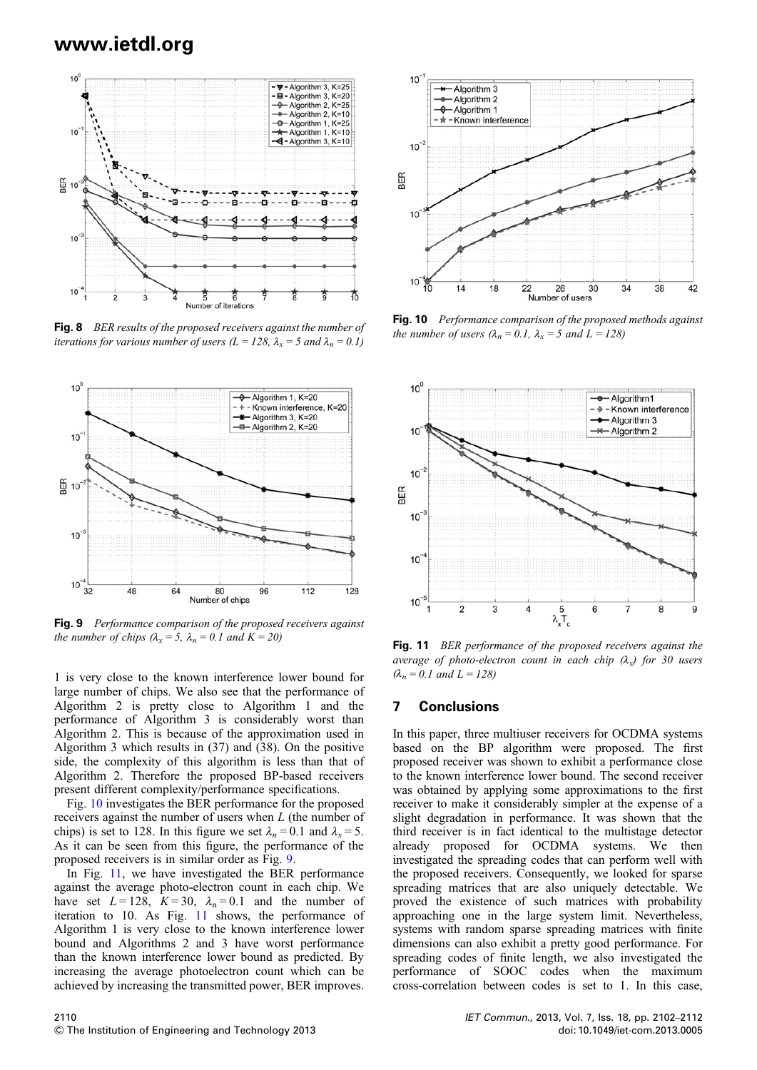Fig. 8 BER results of the proposed receivers against the number of iterations for various number of users ($L = 128$, $\lambda_x = 5$ and $\lambda_n = 0.1$)

Fig. 9 Performance comparison of the proposed receivers against the number of chips ($\lambda_x = 5$, $\lambda_n = 0.1$ and $K = 20$)

1 is very close to the known interference lower bound for large number of chips. We also see that the performance of Algorithm 2 is pretty close to Algorithm 1 and the performance of Algorithm 3 is considerably worst than Algorithm 2. This is because of the approximation used in Algorithm 3 which results in (37) and (38). On the positive side, the complexity of this algorithm is less than that of Algorithm 2. Therefore the proposed BP-based receivers present different complexity/performance specifications.

Fig. 10 investigates the BER performance for the proposed receivers against the number of users when $L$ (the number of chips) is set to 128. In this figure we set $\lambda_n = 0.1$ and $\lambda_x = 5$. As it can be seen from this figure, the performance of the proposed receivers is in similar order as Fig. 9.

In Fig. 11, we have investigated the BER performance against the average photo-electron count in each chip. We have set $L = 128$, $K = 30$, $\lambda_n = 0.1$ and the number of iteration to 10. As Fig. 11 shows, the performance of Algorithm 1 is very close to the known interference lower bound and Algorithms 2 and 3 have worst performance than the known interference lower bound as predicted. By increasing the average photoelectron count which can be achieved by increasing the transmitted power, BER improves.

Fig. 10 Performance comparison of the proposed methods against the number of users ($\lambda_n = 0.1$, $\lambda_x = 5$ and $L = 128$)

Fig. 11 BER performance of the proposed receivers against the average of photo-electron count in each chip ($\lambda_x$) for 30 users ($\lambda_n = 0.1$ and $L = 128$)

## 7 Conclusions

In this paper, three multiuser receivers for OCDMA systems based on the BP algorithm were proposed. The first proposed receiver was shown to exhibit a performance close to the known interference lower bound. The second receiver was obtained by applying some approximations to the first receiver to make it considerably simpler at the expense of a slight degradation in performance. It was shown that the third receiver is in fact identical to the multistage detector already proposed for OCDMA systems. We then investigated the spreading codes that can perform well with the proposed receivers. Consequently, we looked for sparse spreading matrices that are also uniquely detectable. We proved the existence of such matrices with probability approaching one in the large system limit. Nevertheless, systems with random sparse spreading matrices with finite dimensions can also exhibit a pretty good performance. For spreading codes of finite length, we also investigated the performance of SOOC codes when the maximum cross-correlation between codes is set to 1. In this case,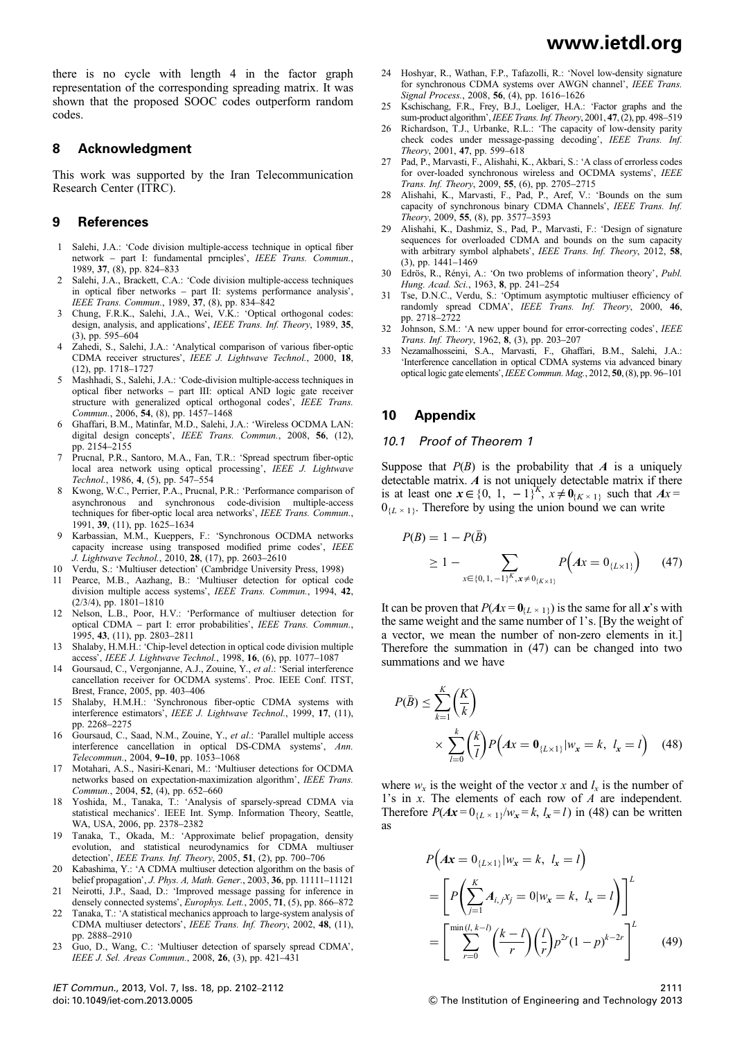there is no cycle with length 4 in the factor graph representation of the corresponding spreading matrix. It was shown that the proposed SOOC codes outperform random codes.

## 8 Acknowledgment

This work was supported by the Iran Telecommunication Research Center (ITRC).

## 9 References

1. Salehi, J.A.: 'Code division multiple-access technique in optical fiber network – part I: fundamental prnciples', *IEEE Trans. Commun.*, 1989, **37**, (8), pp. 824–833
2. Salehi, J.A., Brackett, C.A.: 'Code division multiple-access techniques in optical fiber networks – part II: systems performance analysis', *IEEE Trans. Commun.*, 1989, **37**, (8), pp. 834–842
3. Chung, F.R.K., Salehi, J.A., Wei, V.K.: 'Optical orthogonal codes: design, analysis, and applications', *IEEE Trans. Inf. Theory*, 1989, **35**, (3), pp. 595–604
4. Zahedi, S., Salehi, J.A.: 'Analytical comparison of various fiber-optic CDMA receiver structures', *IEEE J. Lightwave Technol.*, 2000, **18**, (12), pp. 1718–1727
5. Mashhadi, S., Salehi, J.A.: 'Code-division multiple-access techniques in optical fiber networks – part III: optical AND logic gate receiver structure with generalized optical orthogonal codes', *IEEE Trans. Commun.*, 2006, **54**, (8), pp. 1457–1468
6. Ghaffari, B.M., Matinfar, M.D., Salehi, J.A.: 'Wireless OCDMA LAN: digital design concepts', *IEEE Trans. Commun.*, 2008, **56**, (12), pp. 2154–2155
7. Prucnal, P.R., Santoro, M.A., Fan, T.R.: 'Spread spectrum fiber-optic local area network using optical processing', *IEEE J. Lightwave Technol.*, 1986, **4**, (5), pp. 547–554
8. Kwong, W.C., Perrier, P.A., Prucnal, P.R.: 'Performance comparison of asynchronous and synchronous code-division multiple-access techniques for fiber-optic local area networks', *IEEE Trans. Commun.*, 1991, **39**, (11), pp. 1625–1634
9. Karbassian, M.M., Kueppers, F.: 'Synchronous OCDMA networks capacity increase using transposed modified prime codes', *IEEE J. Lightwave Technol.*, 2010, **28**, (17), pp. 2603–2610
10. Verdu, S.: 'Multiuser detection' (Cambridge University Press, 1998)
11. Pearce, M.B., Aazhang, B.: 'Multiuser detection for optical code division multiple access systems', *IEEE Trans. Commun.*, 1994, **42**, (2/3/4), pp. 1801–1810
12. Nelson, L.B., Poor, H.V.: 'Performance of multiuser detection for optical CDMA – part I: error probabilities', *IEEE Trans. Commun.*, 1995, **43**, (11), pp. 2803–2811
13. Shalaby, H.M.H.: 'Chip-level detection in optical code division multiple access', *IEEE J. Lightwave Technol.*, 1998, **16**, (6), pp. 1077–1087
14. Goursaud, C., Vergonjanne, A.J., Zouine, Y., *et al.*: 'Serial interference cancellation receiver for OCDMA systems'. Proc. IEEE Conf. ITST, Brest, France, 2005, pp. 403–406
15. Shalaby, H.M.H.: 'Synchronous fiber-optic CDMA systems with interference estimators', *IEEE J. Lightwave Technol.*, 1999, **17**, (11), pp. 2268–2275
16. Goursaud, C., Saad, N.M., Zouine, Y., *et al.*: 'Parallel multiple access interference cancellation in optical DS-CDMA systems', *Ann. Telecommun.*, 2004, **9–10**, pp. 1053–1068
17. Motahari, A.S., Nasiri-Kenari, M.: 'Multiuser detections for OCDMA networks based on expectation-maximization algorithm', *IEEE Trans. Commun.*, 2004, **52**, (4), pp. 652–660
18. Yoshida, M., Tanaka, T.: 'Analysis of sparsely-spread CDMA via statistical mechanics'. IEEE Int. Symp. Information Theory, Seattle, WA, USA, 2006, pp. 2378–2382
19. Tanaka, T., Okada, M.: 'Approximate belief propagation, density evolution, and statistical neurodynamics for CDMA multiuser detection', *IEEE Trans. Inf. Theory*, 2005, **51**, (2), pp. 700–706
20. Kabashima, Y.: 'A CDMA multiuser detection algorithm on the basis of belief propagation', *J. Phys. A, Math. Gener.*, 2003, **36**, pp. 11111–11121
21. Neirotti, J.P., Saad, D.: 'Improved message passing for inference in densely connected systems', *Europhys. Lett.*, 2005, **71**, (5), pp. 866–872
22. Tanaka, T.: 'A statistical mechanics approach to large-system analysis of CDMA multiuser detectors', *IEEE Trans. Inf. Theory*, 2002, **48**, (11), pp. 2888–2910
23. Guo, D., Wang, C.: 'Multiuser detection of sparsely spread CDMA', *IEEE J. Sel. Areas Commun.*, 2008, **26**, (3), pp. 421–431
24. Hoshyar, R., Wathan, F.P., Tafazolli, R.: 'Novel low-density signature for synchronous CDMA systems over AWGN channel', *IEEE Trans. Signal Process.*, 2008, **56**, (4), pp. 1616–1626
25. Kschischang, F.R., Frey, B.J., Loeliger, H.A.: 'Factor graphs and the sum-product algorithm', *IEEE Trans. Inf. Theory*, 2001, **47**, (2), pp. 498–519
26. Richardson, T.J., Urbanke, R.L.: 'The capacity of low-density parity check codes under message-passing decoding', *IEEE Trans. Inf. Theory*, 2001, **47**, pp. 599–618
27. Pad, P., Marvasti, F., Alishahi, K., Akbari, S.: 'A class of errorless codes for over-loaded synchronous wireless and OCDMA systems', *IEEE Trans. Inf. Theory*, 2009, **55**, (6), pp. 2705–2715
28. Alishahi, K., Marvasti, F., Pad, P., Aref, V.: 'Bounds on the sum capacity of synchronous binary CDMA Channels', *IEEE Trans. Inf. Theory*, 2009, **55**, (8), pp. 3577–3593
29. Alishahi, K., Dashmiz, S., Pad, P., Marvasti, F.: 'Design of signature sequences for overloaded CDMA and bounds on the sum capacity with arbitrary symbol alphabets', *IEEE Trans. Inf. Theory*, 2012, **58**, (3), pp. 1441–1469
30. Edrös, R., Rényi, A.: 'On two problems of information theory', *Publ. Hung. Acad. Sci.*, 1963, **8**, pp. 241–254
31. Tse, D.N.C., Verdu, S.: 'Optimum asymptotic multiuser efficiency of randomly spread CDMA', *IEEE Trans. Inf. Theory*, 2000, **46**, pp. 2718–2722
32. Johnson, S.M.: 'A new upper bound for error-correcting codes', *IEEE Trans. Inf. Theory*, 1962, **8**, (3), pp. 203–207
33. Nezamalhosseini, S.A., Marvasti, F., Ghaffari, B.M., Salehi, J.A.: 'Interference cancellation in optical CDMA systems via advanced binary optical logic gate elements', *IEEE Commun. Mag.*, 2012, **50**, (8), pp. 96–101

## 10 Appendix

### 10.1 Proof of Theorem 1

Suppose that $P(B)$ is the probability that $\boldsymbol{A}$ is a uniquely detectable matrix. $\boldsymbol{A}$ is not uniquely detectable matrix if there is at least one $\boldsymbol{x} \in \{0, 1, -1\}^K$, $\boldsymbol{x} \neq \boldsymbol{0}_{\{K \times 1\}}$ such that $\boldsymbol{A}\boldsymbol{x} = 0_{\{L \times 1\}}$. Therefore by using the union bound we can write

$$P(B) = 1 - P(\bar{B}) \geq 1 - \sum_{x \in \{0,1,-1\}^K, \boldsymbol{x} \neq 0_{\{K \times 1\}}} P\Big(\boldsymbol{A}x = 0_{\{L \times 1\}}\Big) \quad (47)$$

It can be proven that $P(\boldsymbol{A}\boldsymbol{x} = \boldsymbol{0}_{\{L \times 1\}})$ is the same for all $\boldsymbol{x}$'s with the same weight and the same number of 1's. [By the weight of a vector, we mean the number of non-zero elements in it.] Therefore the summation in (47) can be changed into two summations and we have

$$P(\bar{B}) \leq \sum_{k=1}^{K} \binom{K}{k} \times \sum_{l=0}^{k} \binom{k}{l} P\Big(\boldsymbol{A}x = \boldsymbol{0}_{\{L \times 1\}} | w_{\boldsymbol{x}} = k,\ l_{\boldsymbol{x}} = l\Big) \quad (48)$$

where $w_x$ is the weight of the vector $x$ and $l_x$ is the number of 1's in $x$. The elements of each row of $A$ are independent. Therefore $P(\boldsymbol{A}\boldsymbol{x} = 0_{\{L \times 1\}} / w_{\boldsymbol{x}} = k, l_{\boldsymbol{x}} = l)$ in (48) can be written as

$$\begin{aligned} &P\Big(\boldsymbol{A}\boldsymbol{x} = 0_{\{L \times 1\}} | w_{\boldsymbol{x}} = k,\ l_{\boldsymbol{x}} = l\Big) \\ &= \left[P\left(\sum_{j=1}^{K} \boldsymbol{A}_{i,j} x_j = 0 | w_{\boldsymbol{x}} = k,\ l_{\boldsymbol{x}} = l\right)\right]^L \\ &= \left[\sum_{r=0}^{\min(l,\, k-l)} \binom{k-l}{r} \binom{l}{r} p^{2r} (1-p)^{k-2r}\right]^L \end{aligned} \quad (49)$$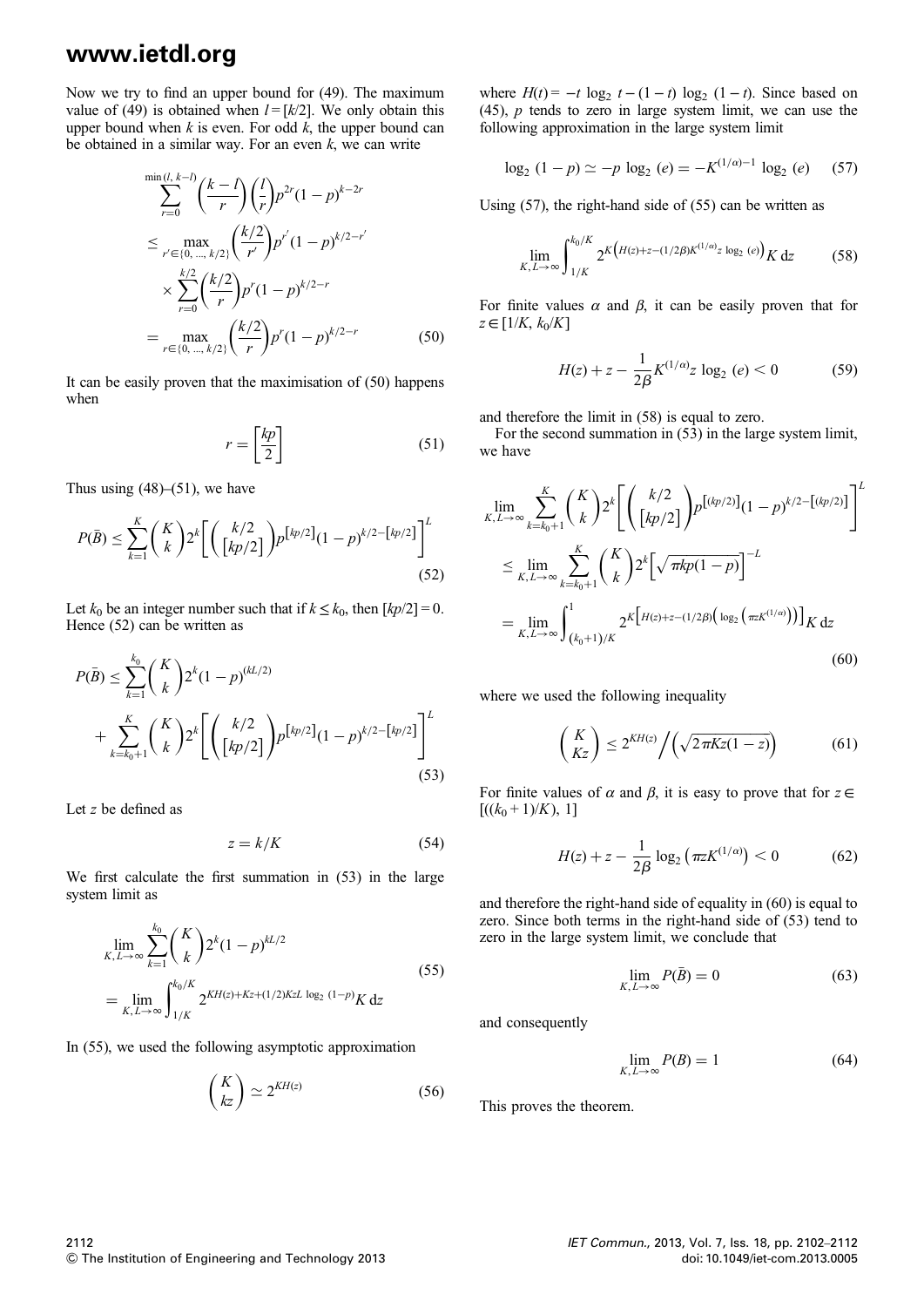Now we try to find an upper bound for (49). The maximum value of (49) is obtained when $l = [k/2]$. We only obtain this upper bound when $k$ is even. For odd $k$, the upper bound can be obtained in a similar way. For an even $k$, we can write

$$\begin{aligned} &\sum_{r=0}^{\min(l,\,k-l)} \binom{k-l}{r}\binom{l}{r} p^{2r}(1-p)^{k-2r} \\ &\le \max_{r' \in \{0,\ldots,k/2\}} \binom{k/2}{r'} p^{r'}(1-p)^{k/2-r'} \\ &\quad \times \sum_{r=0}^{k/2} \binom{k/2}{r} p^{r}(1-p)^{k/2-r} \\ &= \max_{r \in \{0,\ldots,k/2\}} \binom{k/2}{r} p^{r}(1-p)^{k/2-r} \end{aligned} \tag{50}$$

It can be easily proven that the maximisation of (50) happens when

$$r = \left[\frac{kp}{2}\right] \tag{51}$$

Thus using (48)–(51), we have

$$P(\bar{B}) \le \sum_{k=1}^{K} \binom{K}{k} 2^k \left[ \binom{k/2}{[kp/2]} p^{[kp/2]}(1-p)^{k/2-[kp/2]} \right]^L \tag{52}$$

Let $k_0$ be an integer number such that if $k \le k_0$, then $[kp/2] = 0$. Hence (52) can be written as

$$\begin{aligned} P(\bar{B}) \le &\sum_{k=1}^{k_0} \binom{K}{k} 2^k (1-p)^{(kL/2)} \\ &+ \sum_{k=k_0+1}^{K} \binom{K}{k} 2^k \left[ \binom{k/2}{[kp/2]} p^{[kp/2]}(1-p)^{k/2-[kp/2]} \right]^L \end{aligned} \tag{53}$$

Let $z$ be defined as

$$z = k/K \tag{54}$$

We first calculate the first summation in (53) in the large system limit as

$$\begin{aligned} &\lim_{K,L\to\infty} \sum_{k=1}^{k_0} \binom{K}{k} 2^k (1-p)^{kL/2} \\ &= \lim_{K,L\to\infty} \int_{1/K}^{k_0/K} 2^{KH(z) + Kz + (1/2)KzL \log_2(1-p)} K\,\mathrm{d}z \end{aligned} \tag{55}$$

In (55), we used the following asymptotic approximation

$$\binom{K}{kz} \simeq 2^{KH(z)} \tag{56}$$

where $H(t) = -t \log_2 t - (1-t)\log_2(1-t)$. Since based on (45), $p$ tends to zero in large system limit, we can use the following approximation in the large system limit

$$\log_2(1-p) \simeq -p \log_2(e) = -K^{(1/\alpha)-1} \log_2(e) \tag{57}$$

Using (57), the right-hand side of (55) can be written as

$$\lim_{K,L\to\infty} \int_{1/K}^{k_0/K} 2^{K\left(H(z) + z - (1/2\beta)K^{(1/\alpha)} z \log_2(e)\right)} K\,\mathrm{d}z \tag{58}$$

For finite values $\alpha$ and $\beta$, it can be easily proven that for $z \in [1/K, k_0/K]$

$$H(z) + z - \frac{1}{2\beta} K^{(1/\alpha)} z \log_2(e) < 0 \tag{59}$$

and therefore the limit in (58) is equal to zero.

For the second summation in (53) in the large system limit, we have

$$\begin{aligned} &\lim_{K,L\to\infty} \sum_{k=k_0+1}^{K} \binom{K}{k} 2^k \left[ \binom{k/2}{[kp/2]} p^{[(kp/2)]}(1-p)^{k/2-[(kp/2)]} \right]^L \\ &\le \lim_{K,L\to\infty} \sum_{k=k_0+1}^{K} \binom{K}{k} 2^k \left[ \sqrt{\pi kp(1-p)} \right]^{-L} \\ &= \lim_{K,L\to\infty} \int_{(k_0+1)/K}^{1} 2^{K\left[H(z) + z - (1/2\beta)\left(\log_2\left(\pi z K^{(1/\alpha)}\right)\right)\right]} K\,\mathrm{d}z \end{aligned} \tag{60}$$

where we used the following inequality

$$\binom{K}{Kz} \le 2^{KH(z)} \Big/ \left(\sqrt{2\pi K z(1-z)}\right) \tag{61}$$

For finite values of $\alpha$ and $\beta$, it is easy to prove that for $z \in [((k_0+1)/K), 1]$

$$H(z) + z - \frac{1}{2\beta} \log_2\left(\pi z K^{(1/\alpha)}\right) < 0 \tag{62}$$

and therefore the right-hand side of equality in (60) is equal to zero. Since both terms in the right-hand side of (53) tend to zero in the large system limit, we conclude that

$$\lim_{K,L\to\infty} P(\bar{B}) = 0 \tag{63}$$

and consequently

$$\lim_{K,L\to\infty} P(B) = 1 \tag{64}$$

This proves the theorem.